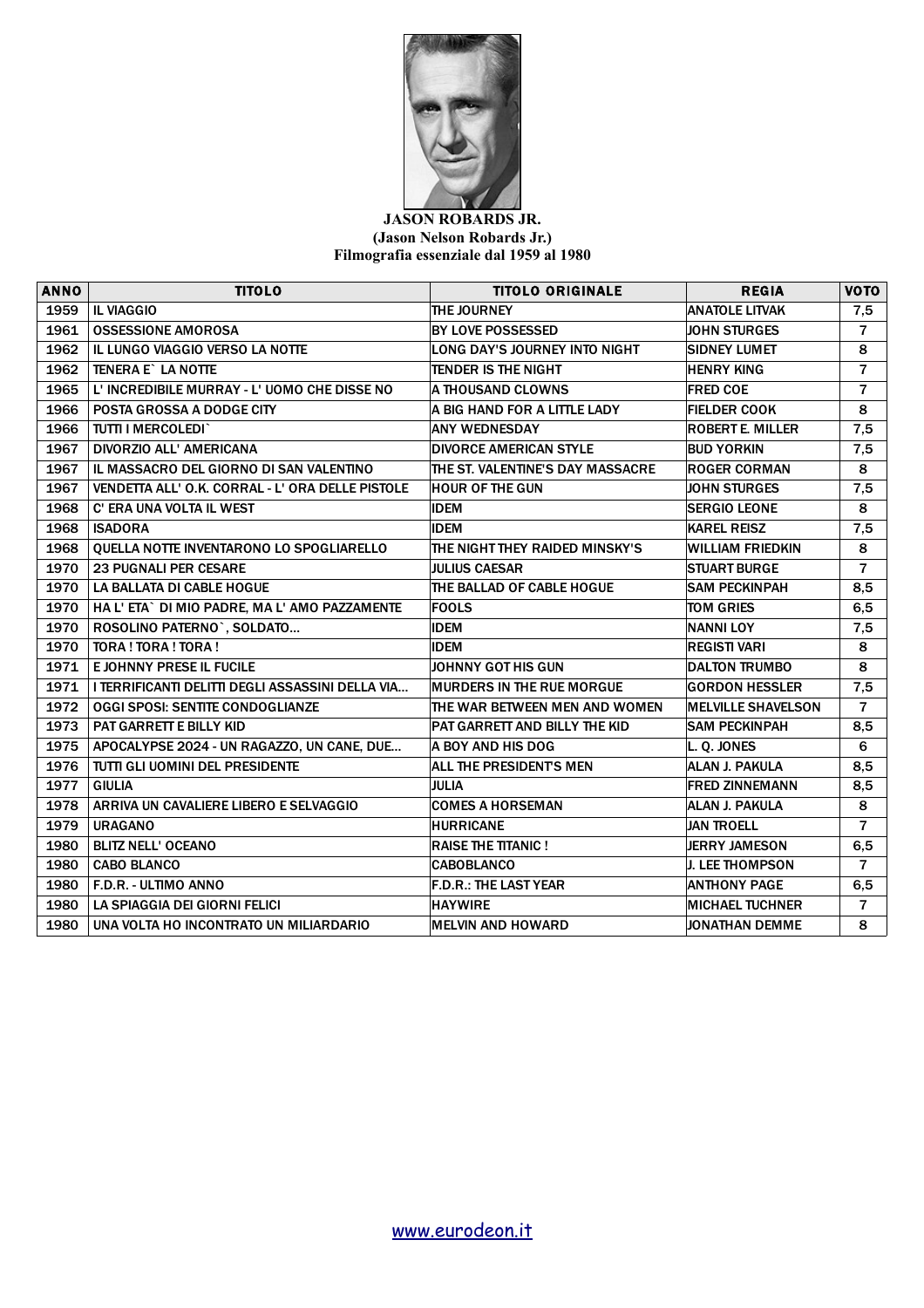# JASON ROBARDS JR.

**(Jason Nelson Robards Jr.)**

**Filmografia essenziale dal 1959 al 1980**

| ANNO | TITOLO | TITOLO ORIGINALE | REGIA | VOTO |
|---|---|---|---|---|
| 1959 | IL VIAGGIO | THE JOURNEY | ANATOLE LITVAK | 7,5 |
| 1961 | OSSESSIONE AMOROSA | BY LOVE POSSESSED | JOHN STURGES | 7 |
| 1962 | IL LUNGO VIAGGIO VERSO LA NOTTE | LONG DAY'S JOURNEY INTO NIGHT | SIDNEY LUMET | 8 |
| 1962 | TENERA E` LA NOTTE | TENDER IS THE NIGHT | HENRY KING | 7 |
| 1965 | L' INCREDIBILE MURRAY - L' UOMO CHE DISSE NO | A THOUSAND CLOWNS | FRED COE | 7 |
| 1966 | POSTA GROSSA A DODGE CITY | A BIG HAND FOR A LITTLE LADY | FIELDER COOK | 8 |
| 1966 | TUTTI I MERCOLEDI` | ANY WEDNESDAY | ROBERT E. MILLER | 7,5 |
| 1967 | DIVORZIO ALL' AMERICANA | DIVORCE AMERICAN STYLE | BUD YORKIN | 7,5 |
| 1967 | IL MASSACRO DEL GIORNO DI SAN VALENTINO | THE ST. VALENTINE'S DAY MASSACRE | ROGER CORMAN | 8 |
| 1967 | VENDETTA ALL' O.K. CORRAL - L' ORA DELLE PISTOLE | HOUR OF THE GUN | JOHN STURGES | 7,5 |
| 1968 | C' ERA UNA VOLTA IL WEST | IDEM | SERGIO LEONE | 8 |
| 1968 | ISADORA | IDEM | KAREL REISZ | 7,5 |
| 1968 | QUELLA NOTTE INVENTARONO LO SPOGLIARELLO | THE NIGHT THEY RAIDED MINSKY'S | WILLIAM FRIEDKIN | 8 |
| 1970 | 23 PUGNALI PER CESARE | JULIUS CAESAR | STUART BURGE | 7 |
| 1970 | LA BALLATA DI CABLE HOGUE | THE BALLAD OF CABLE HOGUE | SAM PECKINPAH | 8,5 |
| 1970 | HA L' ETA` DI MIO PADRE, MA L' AMO PAZZAMENTE | FOOLS | TOM GRIES | 6,5 |
| 1970 | ROSOLINO PATERNO`, SOLDATO... | IDEM | NANNI LOY | 7,5 |
| 1970 | TORA ! TORA ! TORA ! | IDEM | REGISTI VARI | 8 |
| 1971 | E JOHNNY PRESE IL FUCILE | JOHNNY GOT HIS GUN | DALTON TRUMBO | 8 |
| 1971 | I TERRIFICANTI DELITTI DEGLI ASSASSINI DELLA VIA... | MURDERS IN THE RUE MORGUE | GORDON HESSLER | 7,5 |
| 1972 | OGGI SPOSI: SENTITE CONDOGLIANZE | THE WAR BETWEEN MEN AND WOMEN | MELVILLE SHAVELSON | 7 |
| 1973 | PAT GARRETT E BILLY KID | PAT GARRETT AND BILLY THE KID | SAM PECKINPAH | 8,5 |
| 1975 | APOCALYPSE 2024 - UN RAGAZZO, UN CANE, DUE... | A BOY AND HIS DOG | L. Q. JONES | 6 |
| 1976 | TUTTI GLI UOMINI DEL PRESIDENTE | ALL THE PRESIDENT'S MEN | ALAN J. PAKULA | 8,5 |
| 1977 | GIULIA | JULIA | FRED ZINNEMANN | 8,5 |
| 1978 | ARRIVA UN CAVALIERE LIBERO E SELVAGGIO | COMES A HORSEMAN | ALAN J. PAKULA | 8 |
| 1979 | URAGANO | HURRICANE | JAN TROELL | 7 |
| 1980 | BLITZ NELL' OCEANO | RAISE THE TITANIC ! | JERRY JAMESON | 6,5 |
| 1980 | CABO BLANCO | CABOBLANCO | J. LEE THOMPSON | 7 |
| 1980 | F.D.R. - ULTIMO ANNO | F.D.R.: THE LAST YEAR | ANTHONY PAGE | 6,5 |
| 1980 | LA SPIAGGIA DEI GIORNI FELICI | HAYWIRE | MICHAEL TUCHNER | 7 |
| 1980 | UNA VOLTA HO INCONTRATO UN MILIARDARIO | MELVIN AND HOWARD | JONATHAN DEMME | 8 |

www.eurodeon.it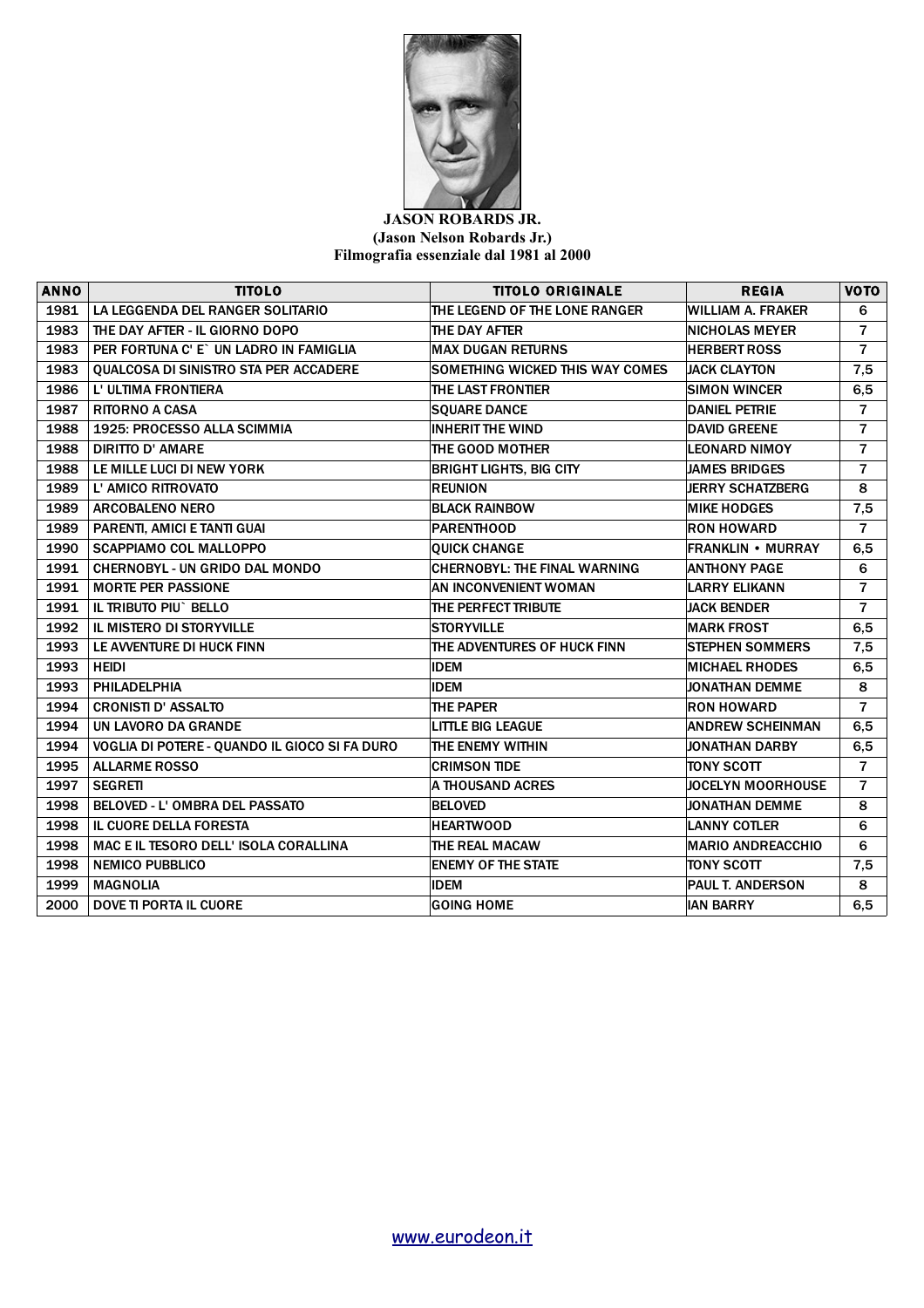**JASON ROBARDS JR.**
**(Jason Nelson Robards Jr.)**
**Filmografia essenziale dal 1981 al 2000**

| ANNO | TITOLO | TITOLO ORIGINALE | REGIA | VOTO |
|---|---|---|---|---|
| 1981 | LA LEGGENDA DEL RANGER SOLITARIO | THE LEGEND OF THE LONE RANGER | WILLIAM A. FRAKER | 6 |
| 1983 | THE DAY AFTER - IL GIORNO DOPO | THE DAY AFTER | NICHOLAS MEYER | 7 |
| 1983 | PER FORTUNA C' E` UN LADRO IN FAMIGLIA | MAX DUGAN RETURNS | HERBERT ROSS | 7 |
| 1983 | QUALCOSA DI SINISTRO STA PER ACCADERE | SOMETHING WICKED THIS WAY COMES | JACK CLAYTON | 7,5 |
| 1986 | L' ULTIMA FRONTIERA | THE LAST FRONTIER | SIMON WINCER | 6,5 |
| 1987 | RITORNO A CASA | SQUARE DANCE | DANIEL PETRIE | 7 |
| 1988 | 1925: PROCESSO ALLA SCIMMIA | INHERIT THE WIND | DAVID GREENE | 7 |
| 1988 | DIRITTO D' AMARE | THE GOOD MOTHER | LEONARD NIMOY | 7 |
| 1988 | LE MILLE LUCI DI NEW YORK | BRIGHT LIGHTS, BIG CITY | JAMES BRIDGES | 7 |
| 1989 | L' AMICO RITROVATO | REUNION | JERRY SCHATZBERG | 8 |
| 1989 | ARCOBALENO NERO | BLACK RAINBOW | MIKE HODGES | 7,5 |
| 1989 | PARENTI, AMICI E TANTI GUAI | PARENTHOOD | RON HOWARD | 7 |
| 1990 | SCAPPIAMO COL MALLOPPO | QUICK CHANGE | FRANKLIN • MURRAY | 6,5 |
| 1991 | CHERNOBYL - UN GRIDO DAL MONDO | CHERNOBYL: THE FINAL WARNING | ANTHONY PAGE | 6 |
| 1991 | MORTE PER PASSIONE | AN INCONVENIENT WOMAN | LARRY ELIKANN | 7 |
| 1991 | IL TRIBUTO PIU` BELLO | THE PERFECT TRIBUTE | JACK BENDER | 7 |
| 1992 | IL MISTERO DI STORYVILLE | STORYVILLE | MARK FROST | 6,5 |
| 1993 | LE AVVENTURE DI HUCK FINN | THE ADVENTURES OF HUCK FINN | STEPHEN SOMMERS | 7,5 |
| 1993 | HEIDI | IDEM | MICHAEL RHODES | 6,5 |
| 1993 | PHILADELPHIA | IDEM | JONATHAN DEMME | 8 |
| 1994 | CRONISTI D' ASSALTO | THE PAPER | RON HOWARD | 7 |
| 1994 | UN LAVORO DA GRANDE | LITTLE BIG LEAGUE | ANDREW SCHEINMAN | 6,5 |
| 1994 | VOGLIA DI POTERE - QUANDO IL GIOCO SI FA DURO | THE ENEMY WITHIN | JONATHAN DARBY | 6,5 |
| 1995 | ALLARME ROSSO | CRIMSON TIDE | TONY SCOTT | 7 |
| 1997 | SEGRETI | A THOUSAND ACRES | JOCELYN MOORHOUSE | 7 |
| 1998 | BELOVED - L' OMBRA DEL PASSATO | BELOVED | JONATHAN DEMME | 8 |
| 1998 | IL CUORE DELLA FORESTA | HEARTWOOD | LANNY COTLER | 6 |
| 1998 | MAC E IL TESORO DELL' ISOLA CORALLINA | THE REAL MACAW | MARIO ANDREACCHIO | 6 |
| 1998 | NEMICO PUBBLICO | ENEMY OF THE STATE | TONY SCOTT | 7,5 |
| 1999 | MAGNOLIA | IDEM | PAUL T. ANDERSON | 8 |
| 2000 | DOVE TI PORTA IL CUORE | GOING HOME | IAN BARRY | 6,5 |

www.eurodeon.it